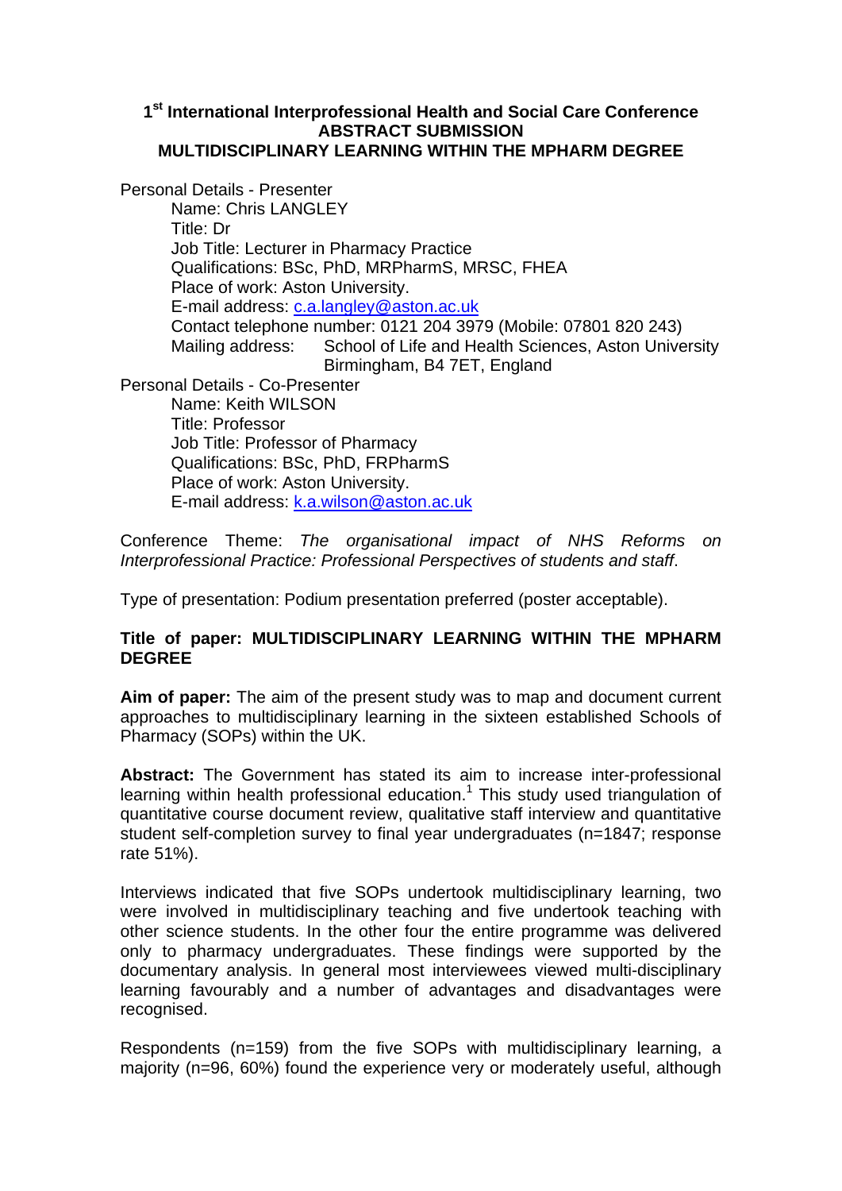**1st International Interprofessional Health and Social Care Conference**
**ABSTRACT SUBMISSION**
**MULTIDISCIPLINARY LEARNING WITHIN THE MPHARM DEGREE**

Personal Details - Presenter

- Name: Chris LANGLEY
- Title: Dr
- Job Title: Lecturer in Pharmacy Practice
- Qualifications: BSc, PhD, MRPharmS, MRSC, FHEA
- Place of work: Aston University.
- E-mail address: c.a.langley@aston.ac.uk
- Contact telephone number: 0121 204 3979 (Mobile: 07801 820 243)
- Mailing address: School of Life and Health Sciences, Aston University Birmingham, B4 7ET, England

Personal Details - Co-Presenter

- Name: Keith WILSON
- Title: Professor
- Job Title: Professor of Pharmacy
- Qualifications: BSc, PhD, FRPharmS
- Place of work: Aston University.
- E-mail address: k.a.wilson@aston.ac.uk

Conference Theme: *The organisational impact of NHS Reforms on Interprofessional Practice: Professional Perspectives of students and staff*.

Type of presentation: Podium presentation preferred (poster acceptable).

**Title of paper: MULTIDISCIPLINARY LEARNING WITHIN THE MPHARM DEGREE**

**Aim of paper:** The aim of the present study was to map and document current approaches to multidisciplinary learning in the sixteen established Schools of Pharmacy (SOPs) within the UK.

**Abstract:** The Government has stated its aim to increase inter-professional learning within health professional education.[1] This study used triangulation of quantitative course document review, qualitative staff interview and quantitative student self-completion survey to final year undergraduates (n=1847; response rate 51%).

Interviews indicated that five SOPs undertook multidisciplinary learning, two were involved in multidisciplinary teaching and five undertook teaching with other science students. In the other four the entire programme was delivered only to pharmacy undergraduates. These findings were supported by the documentary analysis. In general most interviewees viewed multi-disciplinary learning favourably and a number of advantages and disadvantages were recognised.

Respondents (n=159) from the five SOPs with multidisciplinary learning, a majority (n=96, 60%) found the experience very or moderately useful, although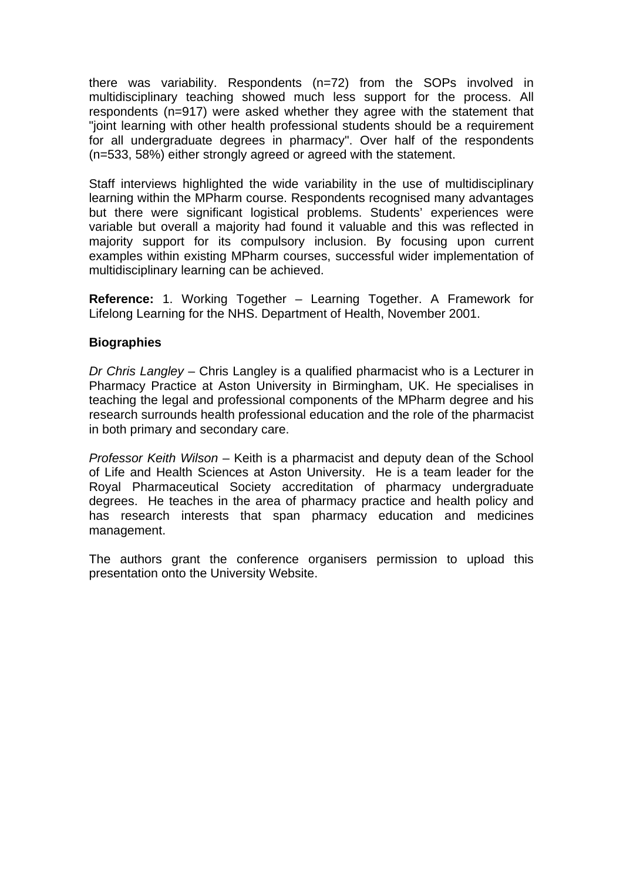there was variability. Respondents (n=72) from the SOPs involved in multidisciplinary teaching showed much less support for the process. All respondents (n=917) were asked whether they agree with the statement that "joint learning with other health professional students should be a requirement for all undergraduate degrees in pharmacy". Over half of the respondents (n=533, 58%) either strongly agreed or agreed with the statement.

Staff interviews highlighted the wide variability in the use of multidisciplinary learning within the MPharm course. Respondents recognised many advantages but there were significant logistical problems. Students' experiences were variable but overall a majority had found it valuable and this was reflected in majority support for its compulsory inclusion. By focusing upon current examples within existing MPharm courses, successful wider implementation of multidisciplinary learning can be achieved.

**Reference:** 1. Working Together – Learning Together. A Framework for Lifelong Learning for the NHS. Department of Health, November 2001.

**Biographies**

*Dr Chris Langley* – Chris Langley is a qualified pharmacist who is a Lecturer in Pharmacy Practice at Aston University in Birmingham, UK. He specialises in teaching the legal and professional components of the MPharm degree and his research surrounds health professional education and the role of the pharmacist in both primary and secondary care.

*Professor Keith Wilson* – Keith is a pharmacist and deputy dean of the School of Life and Health Sciences at Aston University. He is a team leader for the Royal Pharmaceutical Society accreditation of pharmacy undergraduate degrees. He teaches in the area of pharmacy practice and health policy and has research interests that span pharmacy education and medicines management.

The authors grant the conference organisers permission to upload this presentation onto the University Website.